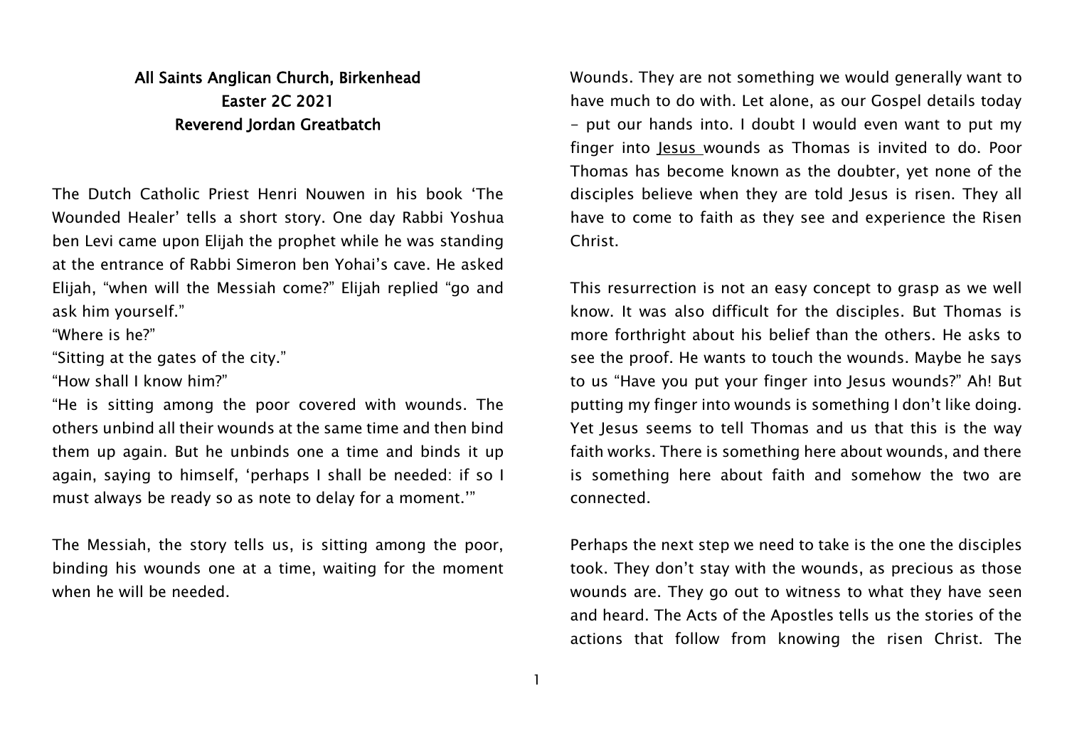**All Saints Anglican Church, Birkenhead**
**Easter 2C 2021**
**Reverend Jordan Greatbatch**

The Dutch Catholic Priest Henri Nouwen in his book 'The Wounded Healer' tells a short story. One day Rabbi Yoshua ben Levi came upon Elijah the prophet while he was standing at the entrance of Rabbi Simeron ben Yohai's cave. He asked Elijah, "when will the Messiah come?" Elijah replied "go and ask him yourself."

"Where is he?"

"Sitting at the gates of the city."

"How shall I know him?"

"He is sitting among the poor covered with wounds. The others unbind all their wounds at the same time and then bind them up again. But he unbinds one a time and binds it up again, saying to himself, 'perhaps I shall be needed: if so I must always be ready so as note to delay for a moment.'"

The Messiah, the story tells us, is sitting among the poor, binding his wounds one at a time, waiting for the moment when he will be needed.

Wounds. They are not something we would generally want to have much to do with. Let alone, as our Gospel details today - put our hands into. I doubt I would even want to put my finger into Jesus wounds as Thomas is invited to do. Poor Thomas has become known as the doubter, yet none of the disciples believe when they are told Jesus is risen. They all have to come to faith as they see and experience the Risen Christ.

This resurrection is not an easy concept to grasp as we well know. It was also difficult for the disciples. But Thomas is more forthright about his belief than the others. He asks to see the proof. He wants to touch the wounds. Maybe he says to us "Have you put your finger into Jesus wounds?" Ah! But putting my finger into wounds is something I don't like doing. Yet Jesus seems to tell Thomas and us that this is the way faith works. There is something here about wounds, and there is something here about faith and somehow the two are connected.

Perhaps the next step we need to take is the one the disciples took. They don't stay with the wounds, as precious as those wounds are. They go out to witness to what they have seen and heard. The Acts of the Apostles tells us the stories of the actions that follow from knowing the risen Christ. The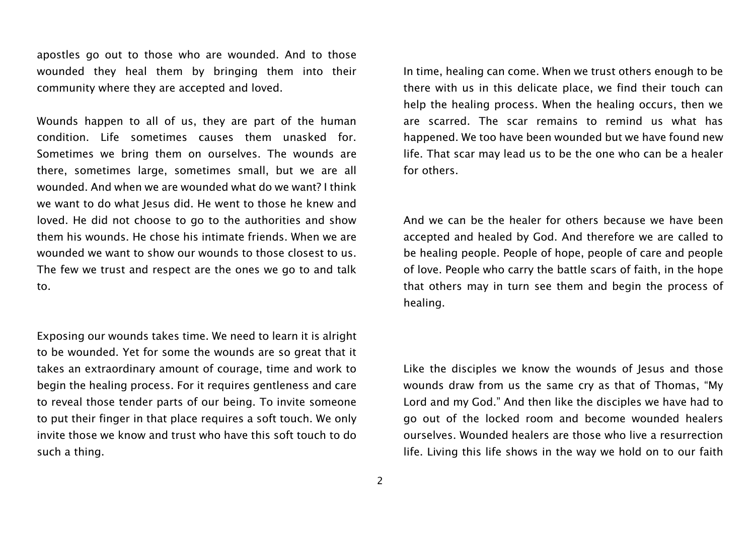apostles go out to those who are wounded. And to those wounded they heal them by bringing them into their community where they are accepted and loved.

Wounds happen to all of us, they are part of the human condition. Life sometimes causes them unasked for. Sometimes we bring them on ourselves. The wounds are there, sometimes large, sometimes small, but we are all wounded. And when we are wounded what do we want? I think we want to do what Jesus did. He went to those he knew and loved. He did not choose to go to the authorities and show them his wounds. He chose his intimate friends. When we are wounded we want to show our wounds to those closest to us. The few we trust and respect are the ones we go to and talk to.

Exposing our wounds takes time. We need to learn it is alright to be wounded. Yet for some the wounds are so great that it takes an extraordinary amount of courage, time and work to begin the healing process. For it requires gentleness and care to reveal those tender parts of our being. To invite someone to put their finger in that place requires a soft touch. We only invite those we know and trust who have this soft touch to do such a thing.

In time, healing can come. When we trust others enough to be there with us in this delicate place, we find their touch can help the healing process. When the healing occurs, then we are scarred. The scar remains to remind us what has happened. We too have been wounded but we have found new life. That scar may lead us to be the one who can be a healer for others.

And we can be the healer for others because we have been accepted and healed by God. And therefore we are called to be healing people. People of hope, people of care and people of love. People who carry the battle scars of faith, in the hope that others may in turn see them and begin the process of healing.

Like the disciples we know the wounds of Jesus and those wounds draw from us the same cry as that of Thomas, "My Lord and my God." And then like the disciples we have had to go out of the locked room and become wounded healers ourselves. Wounded healers are those who live a resurrection life. Living this life shows in the way we hold on to our faith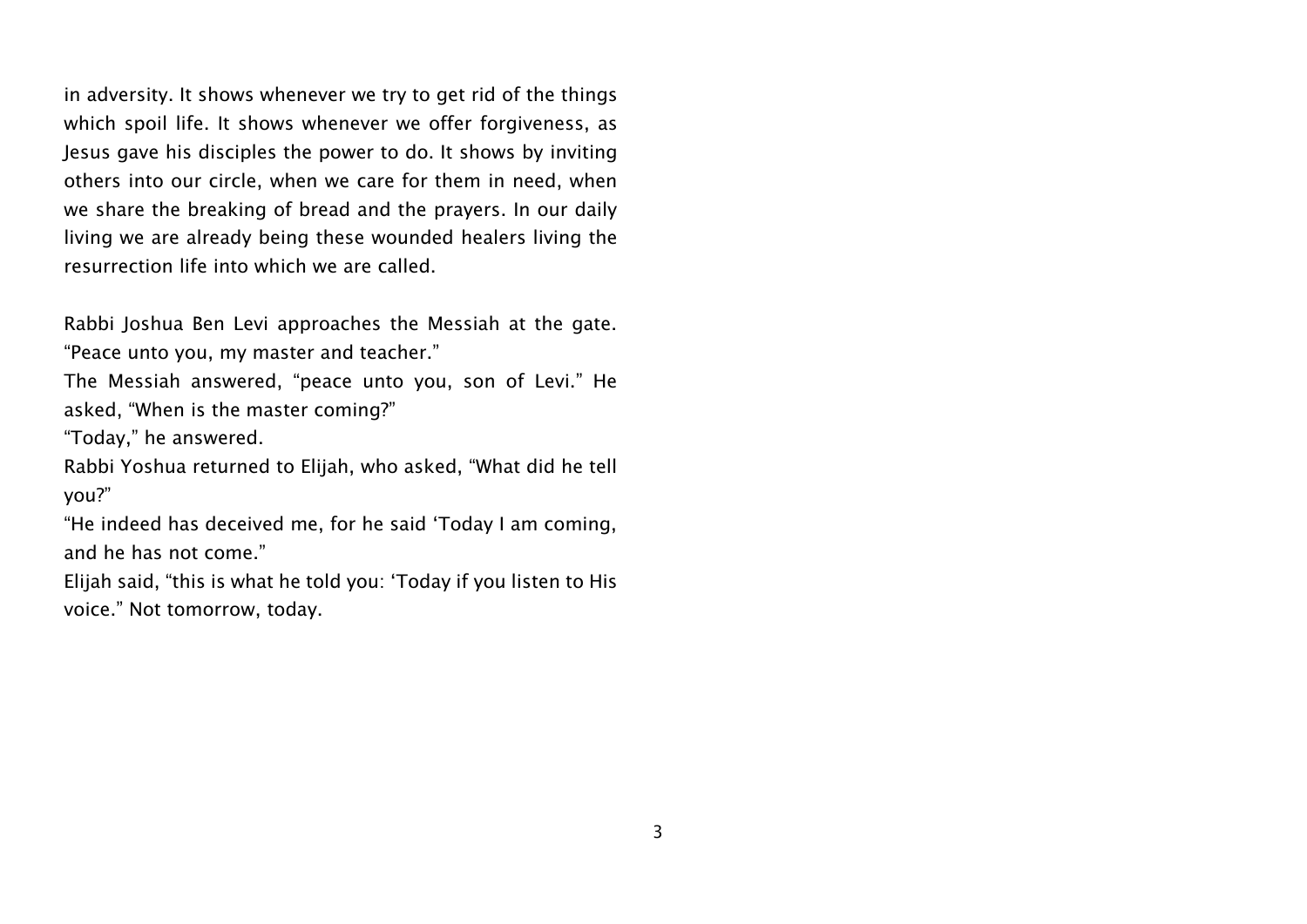in adversity. It shows whenever we try to get rid of the things which spoil life. It shows whenever we offer forgiveness, as Jesus gave his disciples the power to do. It shows by inviting others into our circle, when we care for them in need, when we share the breaking of bread and the prayers. In our daily living we are already being these wounded healers living the resurrection life into which we are called.

Rabbi Joshua Ben Levi approaches the Messiah at the gate. “Peace unto you, my master and teacher.”
The Messiah answered, “peace unto you, son of Levi.” He asked, “When is the master coming?”
“Today,” he answered.
Rabbi Yoshua returned to Elijah, who asked, “What did he tell you?”
“He indeed has deceived me, for he said ‘Today I am coming, and he has not come.”
Elijah said, “this is what he told you: ‘Today if you listen to His voice.” Not tomorrow, today.